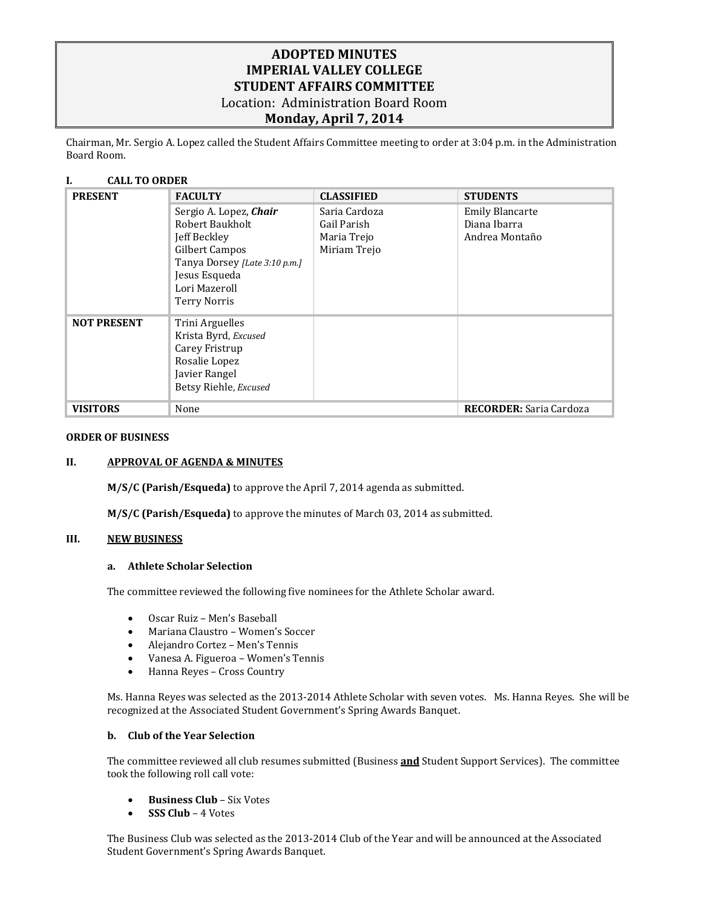# ADOPTED MINUTES
# IMPERIAL VALLEY COLLEGE
# STUDENT AFFAIRS COMMITTEE

Location: Administration Board Room

**Monday, April 7, 2014**

Chairman, Mr. Sergio A. Lopez called the Student Affairs Committee meeting to order at 3:04 p.m. in the Administration Board Room.

## I. CALL TO ORDER

| PRESENT | FACULTY | CLASSIFIED | STUDENTS |
|---|---|---|---|
| | Sergio A. Lopez, ***Chair***<br>Robert Baukholt<br>Jeff Beckley<br>Gilbert Campos<br>Tanya Dorsey *[Late 3:10 p.m.]*<br>Jesus Esqueda<br>Lori Mazeroll<br>Terry Norris | Saria Cardoza<br>Gail Parish<br>Maria Trejo<br>Miriam Trejo | Emily Blancarte<br>Diana Ibarra<br>Andrea Montaño |
| **NOT PRESENT** | Trini Arguelles<br>Krista Byrd, *Excused*<br>Carey Fristrup<br>Rosalie Lopez<br>Javier Rangel<br>Betsy Riehle, *Excused* | | |
| **VISITORS** | None | | **RECORDER:** Saria Cardoza |

**ORDER OF BUSINESS**

## II. APPROVAL OF AGENDA & MINUTES

**M/S/C (Parish/Esqueda)** to approve the April 7, 2014 agenda as submitted.

**M/S/C (Parish/Esqueda)** to approve the minutes of March 03, 2014 as submitted.

## III. NEW BUSINESS

### a. Athlete Scholar Selection

The committee reviewed the following five nominees for the Athlete Scholar award.

- Oscar Ruiz – Men's Baseball
- Mariana Claustro – Women's Soccer
- Alejandro Cortez – Men's Tennis
- Vanesa A. Figueroa – Women's Tennis
- Hanna Reyes – Cross Country

Ms. Hanna Reyes was selected as the 2013-2014 Athlete Scholar with seven votes. Ms. Hanna Reyes. She will be recognized at the Associated Student Government's Spring Awards Banquet.

### b. Club of the Year Selection

The committee reviewed all club resumes submitted (Business **and** Student Support Services). The committee took the following roll call vote:

- **Business Club** – Six Votes
- **SSS Club** – 4 Votes

The Business Club was selected as the 2013-2014 Club of the Year and will be announced at the Associated Student Government's Spring Awards Banquet.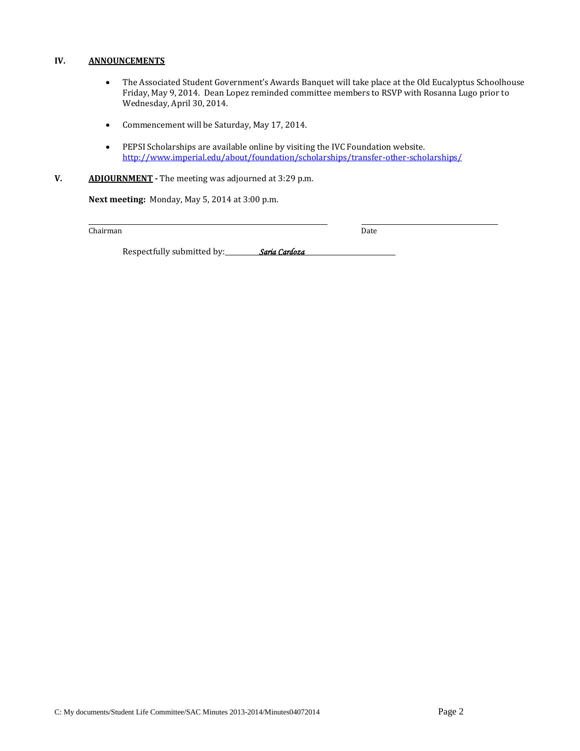## IV. ANNOUNCEMENTS

- The Associated Student Government's Awards Banquet will take place at the Old Eucalyptus Schoolhouse Friday, May 9, 2014. Dean Lopez reminded committee members to RSVP with Rosanna Lugo prior to Wednesday, April 30, 2014.
- Commencement will be Saturday, May 17, 2014.
- PEPSI Scholarships are available online by visiting the IVC Foundation website. http://www.imperial.edu/about/foundation/scholarships/transfer-other-scholarships/

## V. ADJOURNMENT

**ADJOURNMENT -** The meeting was adjourned at 3:29 p.m.

**Next meeting:** Monday, May 5, 2014 at 3:00 p.m.

\_\_\_\_\_\_\_\_\_\_\_\_\_\_\_\_\_\_\_\_\_\_\_\_\_\_\_\_\_\_ \_\_\_\_\_\_\_\_\_\_\_\_\_\_\_\_\_\_\_\_

Chairman Date

Respectfully submitted by: *Saria Cardoza*

C: My documents/Student Life Committee/SAC Minutes 2013-2014/Minutes04072014